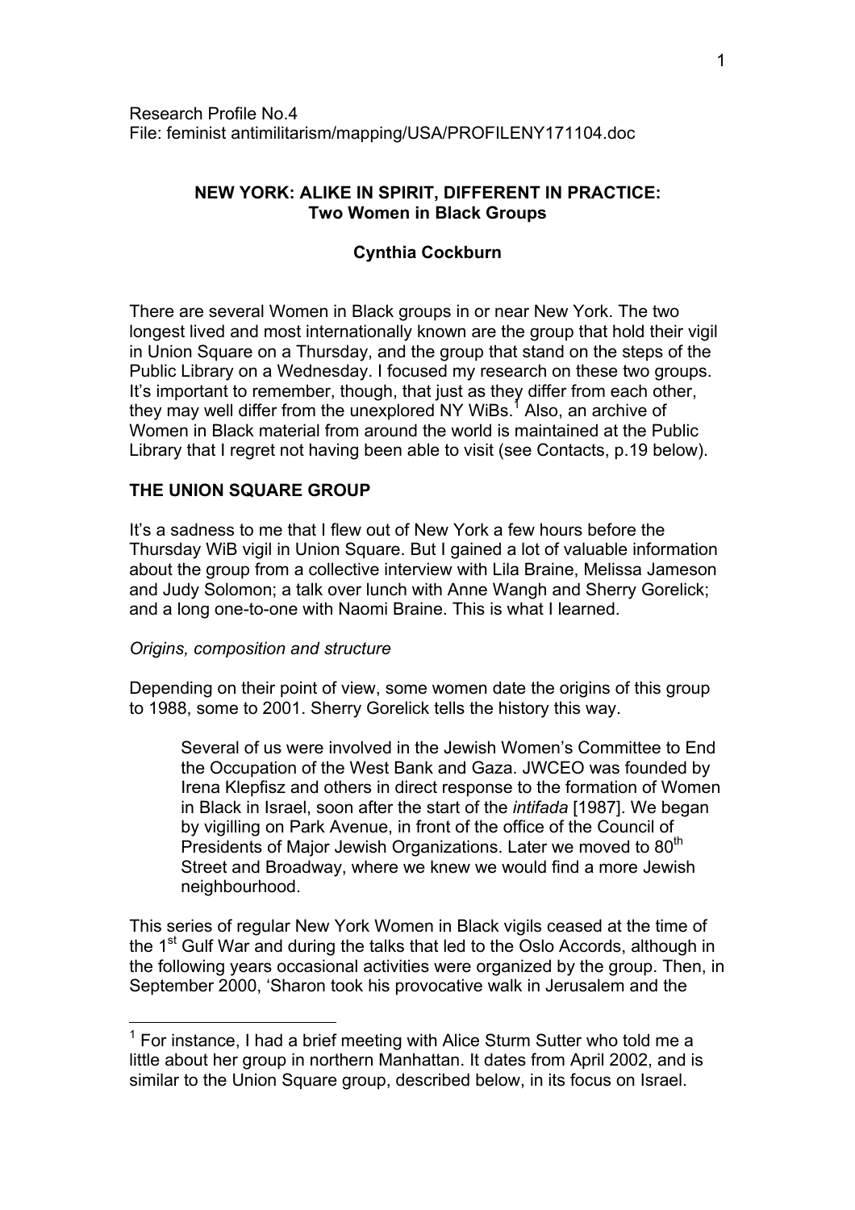Research Profile No.4
File: feminist antimilitarism/mapping/USA/PROFILENY171104.doc

# NEW YORK: ALIKE IN SPIRIT, DIFFERENT IN PRACTICE: Two Women in Black Groups

**Cynthia Cockburn**

There are several Women in Black groups in or near New York. The two longest lived and most internationally known are the group that hold their vigil in Union Square on a Thursday, and the group that stand on the steps of the Public Library on a Wednesday. I focused my research on these two groups. It's important to remember, though, that just as they differ from each other, they may well differ from the unexplored NY WiBs.[1] Also, an archive of Women in Black material from around the world is maintained at the Public Library that I regret not having been able to visit (see Contacts, p.19 below).

## THE UNION SQUARE GROUP

It's a sadness to me that I flew out of New York a few hours before the Thursday WiB vigil in Union Square. But I gained a lot of valuable information about the group from a collective interview with Lila Braine, Melissa Jameson and Judy Solomon; a talk over lunch with Anne Wangh and Sherry Gorelick; and a long one-to-one with Naomi Braine. This is what I learned.

### *Origins, composition and structure*

Depending on their point of view, some women date the origins of this group to 1988, some to 2001. Sherry Gorelick tells the history this way.

> Several of us were involved in the Jewish Women's Committee to End the Occupation of the West Bank and Gaza. JWCEO was founded by Irena Klepfisz and others in direct response to the formation of Women in Black in Israel, soon after the start of the *intifada* [1987]. We began by vigilling on Park Avenue, in front of the office of the Council of Presidents of Major Jewish Organizations. Later we moved to 80th Street and Broadway, where we knew we would find a more Jewish neighbourhood.

This series of regular New York Women in Black vigils ceased at the time of the 1st Gulf War and during the talks that led to the Oslo Accords, although in the following years occasional activities were organized by the group. Then, in September 2000, 'Sharon took his provocative walk in Jerusalem and the

---

[1] For instance, I had a brief meeting with Alice Sturm Sutter who told me a little about her group in northern Manhattan. It dates from April 2002, and is similar to the Union Square group, described below, in its focus on Israel.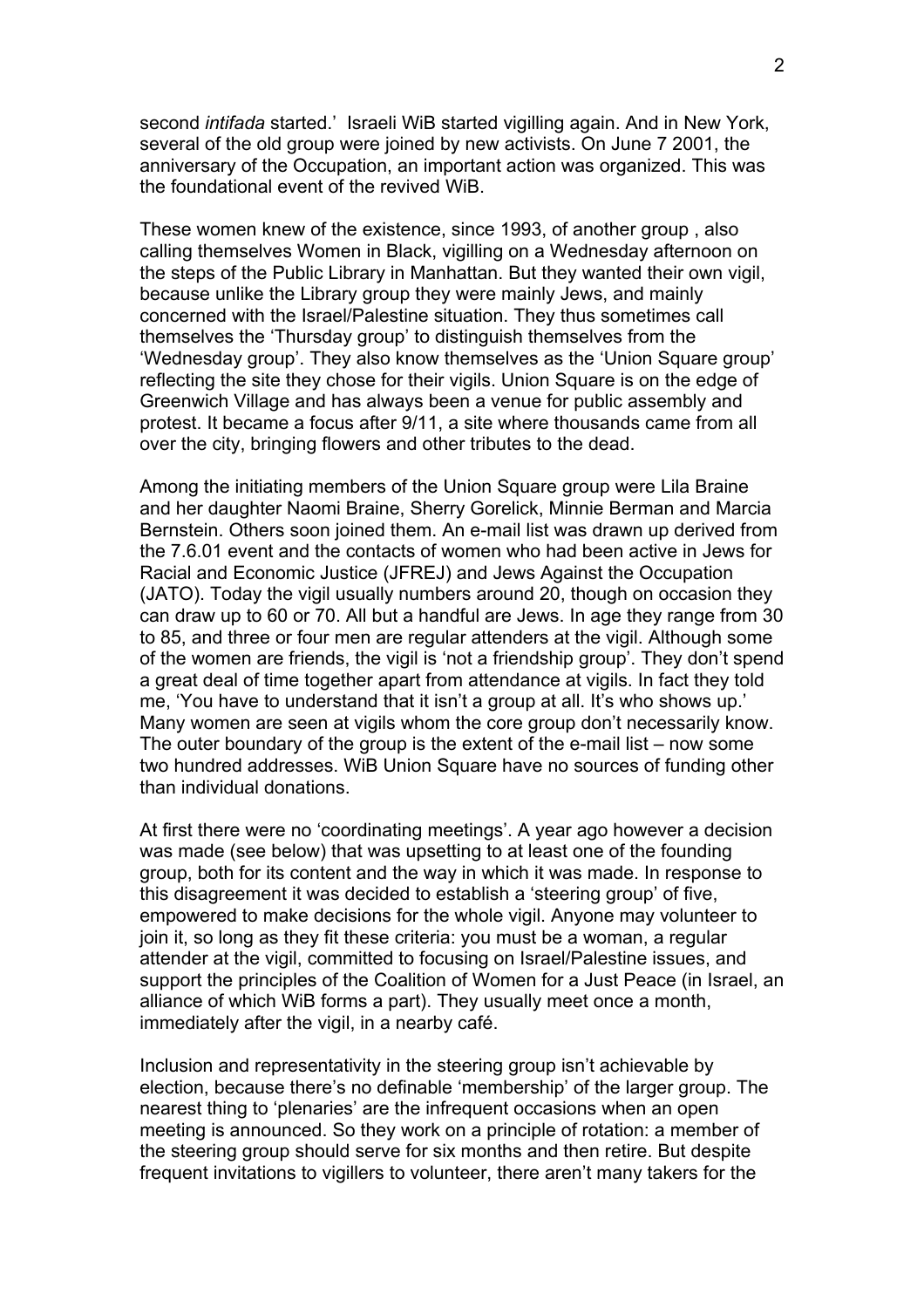second *intifada* started.' Israeli WiB started vigilling again. And in New York, several of the old group were joined by new activists. On June 7 2001, the anniversary of the Occupation, an important action was organized. This was the foundational event of the revived WiB.

These women knew of the existence, since 1993, of another group , also calling themselves Women in Black, vigilling on a Wednesday afternoon on the steps of the Public Library in Manhattan. But they wanted their own vigil, because unlike the Library group they were mainly Jews, and mainly concerned with the Israel/Palestine situation. They thus sometimes call themselves the 'Thursday group' to distinguish themselves from the 'Wednesday group'. They also know themselves as the 'Union Square group' reflecting the site they chose for their vigils. Union Square is on the edge of Greenwich Village and has always been a venue for public assembly and protest. It became a focus after 9/11, a site where thousands came from all over the city, bringing flowers and other tributes to the dead.

Among the initiating members of the Union Square group were Lila Braine and her daughter Naomi Braine, Sherry Gorelick, Minnie Berman and Marcia Bernstein. Others soon joined them. An e-mail list was drawn up derived from the 7.6.01 event and the contacts of women who had been active in Jews for Racial and Economic Justice (JFREJ) and Jews Against the Occupation (JATO). Today the vigil usually numbers around 20, though on occasion they can draw up to 60 or 70. All but a handful are Jews. In age they range from 30 to 85, and three or four men are regular attenders at the vigil. Although some of the women are friends, the vigil is 'not a friendship group'. They don't spend a great deal of time together apart from attendance at vigils. In fact they told me, 'You have to understand that it isn't a group at all. It's who shows up.' Many women are seen at vigils whom the core group don't necessarily know. The outer boundary of the group is the extent of the e-mail list – now some two hundred addresses. WiB Union Square have no sources of funding other than individual donations.

At first there were no 'coordinating meetings'. A year ago however a decision was made (see below) that was upsetting to at least one of the founding group, both for its content and the way in which it was made. In response to this disagreement it was decided to establish a 'steering group' of five, empowered to make decisions for the whole vigil. Anyone may volunteer to join it, so long as they fit these criteria: you must be a woman, a regular attender at the vigil, committed to focusing on Israel/Palestine issues, and support the principles of the Coalition of Women for a Just Peace (in Israel, an alliance of which WiB forms a part). They usually meet once a month, immediately after the vigil, in a nearby café.

Inclusion and representativity in the steering group isn't achievable by election, because there's no definable 'membership' of the larger group. The nearest thing to 'plenaries' are the infrequent occasions when an open meeting is announced. So they work on a principle of rotation: a member of the steering group should serve for six months and then retire. But despite frequent invitations to vigillers to volunteer, there aren't many takers for the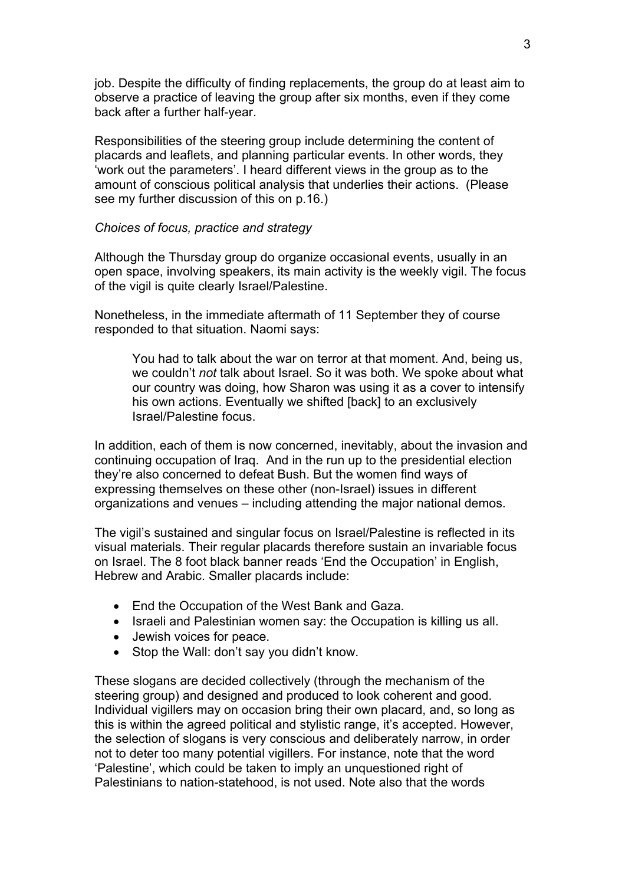job. Despite the difficulty of finding replacements, the group do at least aim to observe a practice of leaving the group after six months, even if they come back after a further half-year.

Responsibilities of the steering group include determining the content of placards and leaflets, and planning particular events. In other words, they 'work out the parameters'. I heard different views in the group as to the amount of conscious political analysis that underlies their actions. (Please see my further discussion of this on p.16.)

*Choices of focus, practice and strategy*

Although the Thursday group do organize occasional events, usually in an open space, involving speakers, its main activity is the weekly vigil. The focus of the vigil is quite clearly Israel/Palestine.

Nonetheless, in the immediate aftermath of 11 September they of course responded to that situation. Naomi says:

> You had to talk about the war on terror at that moment. And, being us, we couldn't *not* talk about Israel. So it was both. We spoke about what our country was doing, how Sharon was using it as a cover to intensify his own actions. Eventually we shifted [back] to an exclusively Israel/Palestine focus.

In addition, each of them is now concerned, inevitably, about the invasion and continuing occupation of Iraq. And in the run up to the presidential election they're also concerned to defeat Bush. But the women find ways of expressing themselves on these other (non-Israel) issues in different organizations and venues – including attending the major national demos.

The vigil's sustained and singular focus on Israel/Palestine is reflected in its visual materials. Their regular placards therefore sustain an invariable focus on Israel. The 8 foot black banner reads 'End the Occupation' in English, Hebrew and Arabic. Smaller placards include:

- End the Occupation of the West Bank and Gaza.
- Israeli and Palestinian women say: the Occupation is killing us all.
- Jewish voices for peace.
- Stop the Wall: don't say you didn't know.

These slogans are decided collectively (through the mechanism of the steering group) and designed and produced to look coherent and good. Individual vigillers may on occasion bring their own placard, and, so long as this is within the agreed political and stylistic range, it's accepted. However, the selection of slogans is very conscious and deliberately narrow, in order not to deter too many potential vigillers. For instance, note that the word 'Palestine', which could be taken to imply an unquestioned right of Palestinians to nation-statehood, is not used. Note also that the words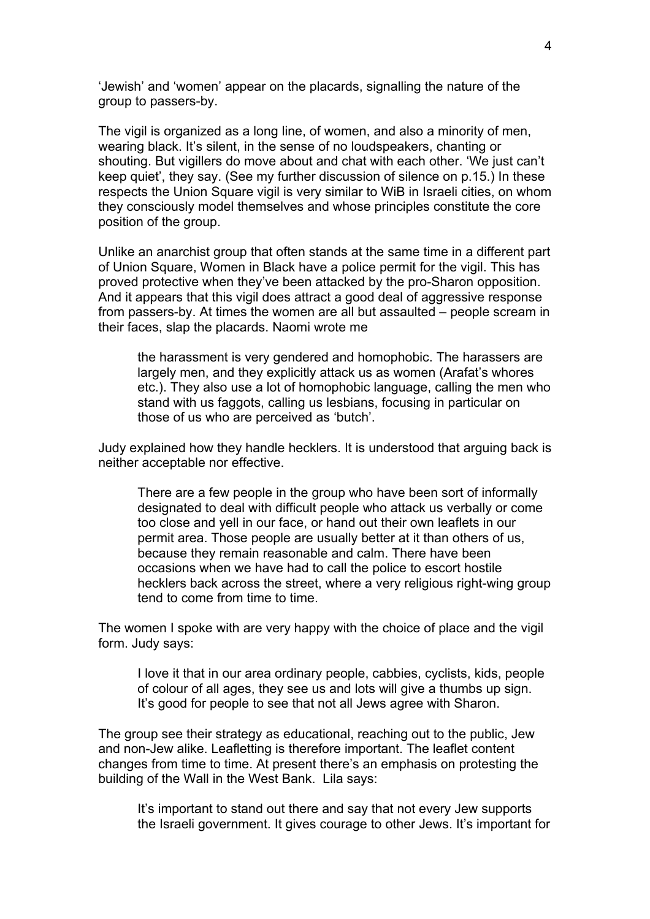'Jewish' and 'women' appear on the placards, signalling the nature of the group to passers-by.

The vigil is organized as a long line, of women, and also a minority of men, wearing black. It's silent, in the sense of no loudspeakers, chanting or shouting. But vigillers do move about and chat with each other. 'We just can't keep quiet', they say. (See my further discussion of silence on p.15.) In these respects the Union Square vigil is very similar to WiB in Israeli cities, on whom they consciously model themselves and whose principles constitute the core position of the group.

Unlike an anarchist group that often stands at the same time in a different part of Union Square, Women in Black have a police permit for the vigil. This has proved protective when they've been attacked by the pro-Sharon opposition. And it appears that this vigil does attract a good deal of aggressive response from passers-by. At times the women are all but assaulted – people scream in their faces, slap the placards. Naomi wrote me

> the harassment is very gendered and homophobic. The harassers are largely men, and they explicitly attack us as women (Arafat's whores etc.). They also use a lot of homophobic language, calling the men who stand with us faggots, calling us lesbians, focusing in particular on those of us who are perceived as 'butch'.

Judy explained how they handle hecklers. It is understood that arguing back is neither acceptable nor effective.

> There are a few people in the group who have been sort of informally designated to deal with difficult people who attack us verbally or come too close and yell in our face, or hand out their own leaflets in our permit area. Those people are usually better at it than others of us, because they remain reasonable and calm. There have been occasions when we have had to call the police to escort hostile hecklers back across the street, where a very religious right-wing group tend to come from time to time.

The women I spoke with are very happy with the choice of place and the vigil form. Judy says:

> I love it that in our area ordinary people, cabbies, cyclists, kids, people of colour of all ages, they see us and lots will give a thumbs up sign. It's good for people to see that not all Jews agree with Sharon.

The group see their strategy as educational, reaching out to the public, Jew and non-Jew alike. Leafletting is therefore important. The leaflet content changes from time to time. At present there's an emphasis on protesting the building of the Wall in the West Bank. Lila says:

> It's important to stand out there and say that not every Jew supports the Israeli government. It gives courage to other Jews. It's important for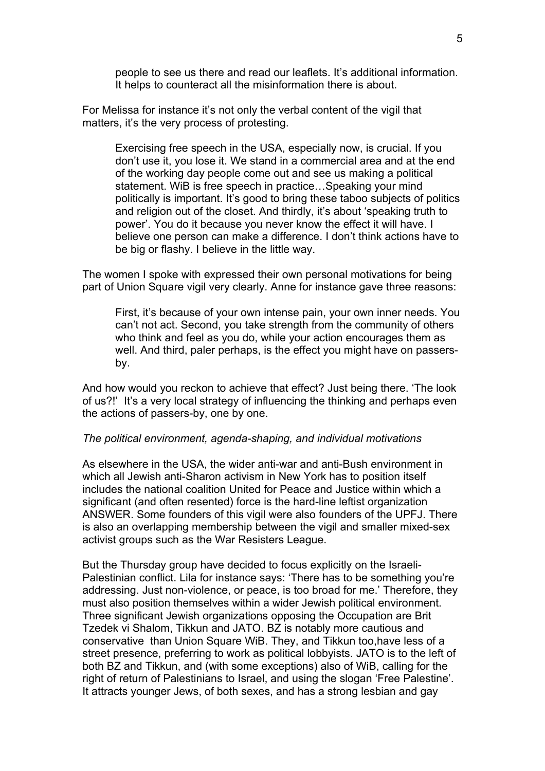> people to see us there and read our leaflets. It's additional information. It helps to counteract all the misinformation there is about.

For Melissa for instance it's not only the verbal content of the vigil that matters, it's the very process of protesting.

> Exercising free speech in the USA, especially now, is crucial. If you don't use it, you lose it. We stand in a commercial area and at the end of the working day people come out and see us making a political statement. WiB is free speech in practice…Speaking your mind politically is important. It's good to bring these taboo subjects of politics and religion out of the closet. And thirdly, it's about 'speaking truth to power'. You do it because you never know the effect it will have. I believe one person can make a difference. I don't think actions have to be big or flashy. I believe in the little way.

The women I spoke with expressed their own personal motivations for being part of Union Square vigil very clearly. Anne for instance gave three reasons:

> First, it's because of your own intense pain, your own inner needs. You can't not act. Second, you take strength from the community of others who think and feel as you do, while your action encourages them as well. And third, paler perhaps, is the effect you might have on passers-by.

And how would you reckon to achieve that effect? Just being there. 'The look of us?!' It's a very local strategy of influencing the thinking and perhaps even the actions of passers-by, one by one.

*The political environment, agenda-shaping, and individual motivations*

As elsewhere in the USA, the wider anti-war and anti-Bush environment in which all Jewish anti-Sharon activism in New York has to position itself includes the national coalition United for Peace and Justice within which a significant (and often resented) force is the hard-line leftist organization ANSWER. Some founders of this vigil were also founders of the UPFJ. There is also an overlapping membership between the vigil and smaller mixed-sex activist groups such as the War Resisters League.

But the Thursday group have decided to focus explicitly on the Israeli-Palestinian conflict. Lila for instance says: 'There has to be something you're addressing. Just non-violence, or peace, is too broad for me.' Therefore, they must also position themselves within a wider Jewish political environment. Three significant Jewish organizations opposing the Occupation are Brit Tzedek vi Shalom, Tikkun and JATO. BZ is notably more cautious and conservative than Union Square WiB. They, and Tikkun too,have less of a street presence, preferring to work as political lobbyists. JATO is to the left of both BZ and Tikkun, and (with some exceptions) also of WiB, calling for the right of return of Palestinians to Israel, and using the slogan 'Free Palestine'. It attracts younger Jews, of both sexes, and has a strong lesbian and gay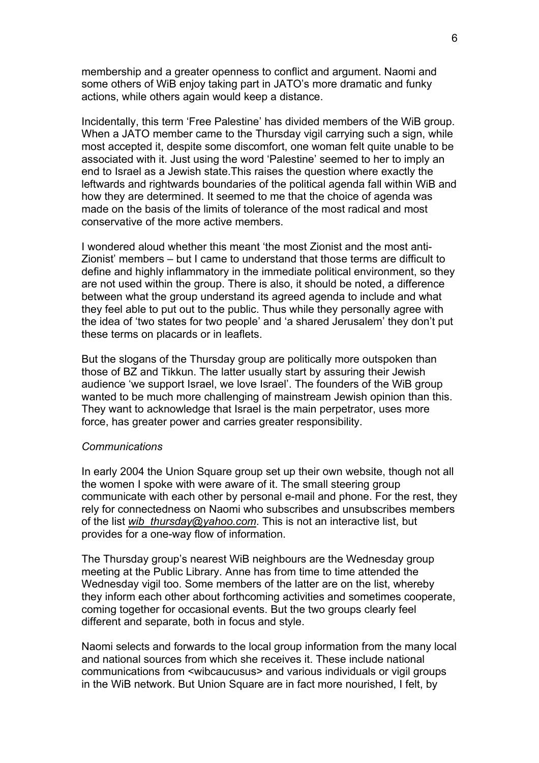membership and a greater openness to conflict and argument. Naomi and some others of WiB enjoy taking part in JATO's more dramatic and funky actions, while others again would keep a distance.

Incidentally, this term 'Free Palestine' has divided members of the WiB group. When a JATO member came to the Thursday vigil carrying such a sign, while most accepted it, despite some discomfort, one woman felt quite unable to be associated with it. Just using the word 'Palestine' seemed to her to imply an end to Israel as a Jewish state.This raises the question where exactly the leftwards and rightwards boundaries of the political agenda fall within WiB and how they are determined. It seemed to me that the choice of agenda was made on the basis of the limits of tolerance of the most radical and most conservative of the more active members.

I wondered aloud whether this meant 'the most Zionist and the most anti-Zionist' members – but I came to understand that those terms are difficult to define and highly inflammatory in the immediate political environment, so they are not used within the group. There is also, it should be noted, a difference between what the group understand its agreed agenda to include and what they feel able to put out to the public. Thus while they personally agree with the idea of 'two states for two people' and 'a shared Jerusalem' they don't put these terms on placards or in leaflets.

But the slogans of the Thursday group are politically more outspoken than those of BZ and Tikkun. The latter usually start by assuring their Jewish audience 'we support Israel, we love Israel'. The founders of the WiB group wanted to be much more challenging of mainstream Jewish opinion than this. They want to acknowledge that Israel is the main perpetrator, uses more force, has greater power and carries greater responsibility.

*Communications*

In early 2004 the Union Square group set up their own website, though not all the women I spoke with were aware of it. The small steering group communicate with each other by personal e-mail and phone. For the rest, they rely for connectedness on Naomi who subscribes and unsubscribes members of the list *wib_thursday@yahoo.com*. This is not an interactive list, but provides for a one-way flow of information.

The Thursday group's nearest WiB neighbours are the Wednesday group meeting at the Public Library. Anne has from time to time attended the Wednesday vigil too. Some members of the latter are on the list, whereby they inform each other about forthcoming activities and sometimes cooperate, coming together for occasional events. But the two groups clearly feel different and separate, both in focus and style.

Naomi selects and forwards to the local group information from the many local and national sources from which she receives it. These include national communications from <wibcaucusus> and various individuals or vigil groups in the WiB network. But Union Square are in fact more nourished, I felt, by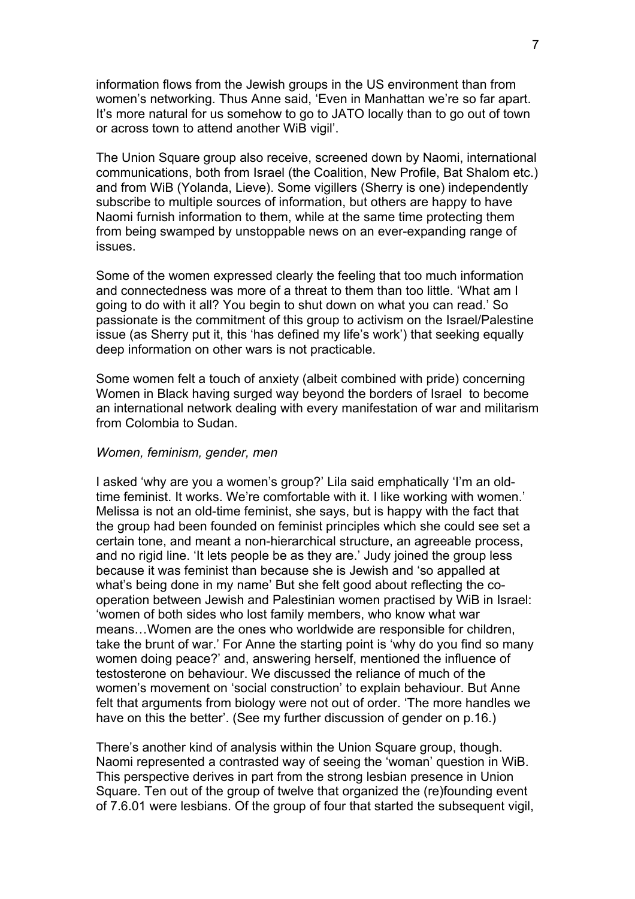information flows from the Jewish groups in the US environment than from women's networking. Thus Anne said, 'Even in Manhattan we're so far apart. It's more natural for us somehow to go to JATO locally than to go out of town or across town to attend another WiB vigil'.

The Union Square group also receive, screened down by Naomi, international communications, both from Israel (the Coalition, New Profile, Bat Shalom etc.) and from WiB (Yolanda, Lieve). Some vigillers (Sherry is one) independently subscribe to multiple sources of information, but others are happy to have Naomi furnish information to them, while at the same time protecting them from being swamped by unstoppable news on an ever-expanding range of issues.

Some of the women expressed clearly the feeling that too much information and connectedness was more of a threat to them than too little. 'What am I going to do with it all? You begin to shut down on what you can read.' So passionate is the commitment of this group to activism on the Israel/Palestine issue (as Sherry put it, this 'has defined my life's work') that seeking equally deep information on other wars is not practicable.

Some women felt a touch of anxiety (albeit combined with pride) concerning Women in Black having surged way beyond the borders of Israel to become an international network dealing with every manifestation of war and militarism from Colombia to Sudan.

*Women, feminism, gender, men*

I asked 'why are you a women's group?' Lila said emphatically 'I'm an old-time feminist. It works. We're comfortable with it. I like working with women.' Melissa is not an old-time feminist, she says, but is happy with the fact that the group had been founded on feminist principles which she could see set a certain tone, and meant a non-hierarchical structure, an agreeable process, and no rigid line. 'It lets people be as they are.' Judy joined the group less because it was feminist than because she is Jewish and 'so appalled at what's being done in my name' But she felt good about reflecting the co-operation between Jewish and Palestinian women practised by WiB in Israel: 'women of both sides who lost family members, who know what war means…Women are the ones who worldwide are responsible for children, take the brunt of war.' For Anne the starting point is 'why do you find so many women doing peace?' and, answering herself, mentioned the influence of testosterone on behaviour. We discussed the reliance of much of the women's movement on 'social construction' to explain behaviour. But Anne felt that arguments from biology were not out of order. 'The more handles we have on this the better'. (See my further discussion of gender on p.16.)

There's another kind of analysis within the Union Square group, though. Naomi represented a contrasted way of seeing the 'woman' question in WiB. This perspective derives in part from the strong lesbian presence in Union Square. Ten out of the group of twelve that organized the (re)founding event of 7.6.01 were lesbians. Of the group of four that started the subsequent vigil,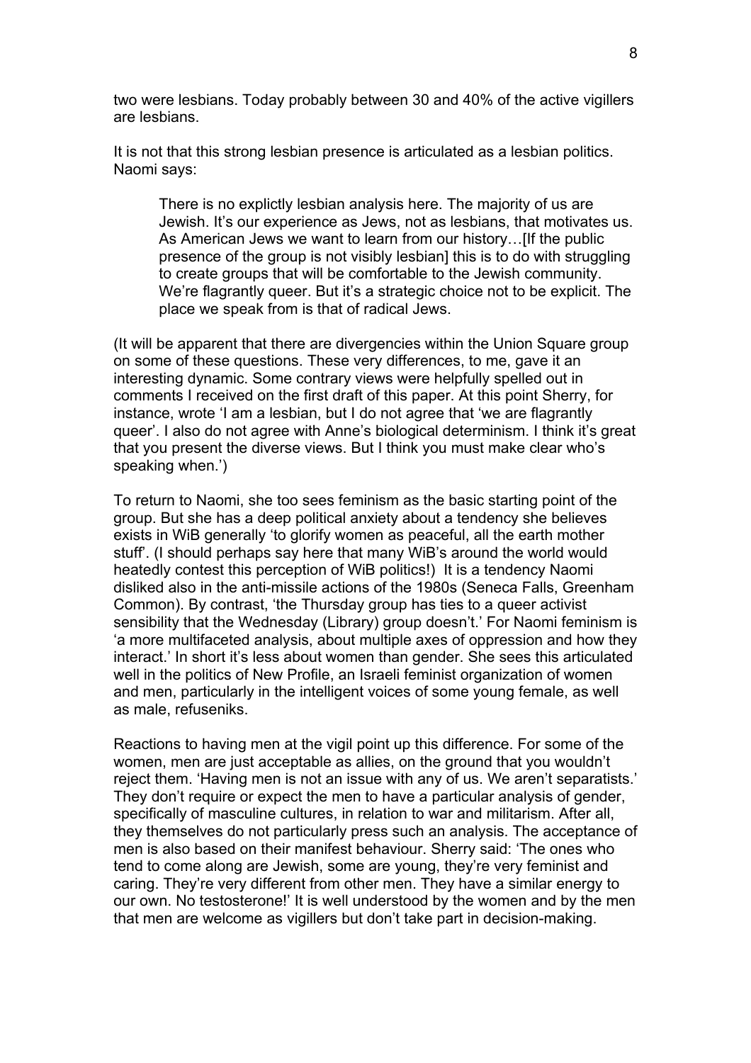two were lesbians. Today probably between 30 and 40% of the active vigillers are lesbians.

It is not that this strong lesbian presence is articulated as a lesbian politics. Naomi says:

> There is no explictly lesbian analysis here. The majority of us are Jewish. It's our experience as Jews, not as lesbians, that motivates us. As American Jews we want to learn from our history…[If the public presence of the group is not visibly lesbian] this is to do with struggling to create groups that will be comfortable to the Jewish community. We're flagrantly queer. But it's a strategic choice not to be explicit. The place we speak from is that of radical Jews.

(It will be apparent that there are divergencies within the Union Square group on some of these questions. These very differences, to me, gave it an interesting dynamic. Some contrary views were helpfully spelled out in comments I received on the first draft of this paper. At this point Sherry, for instance, wrote 'I am a lesbian, but I do not agree that 'we are flagrantly queer'. I also do not agree with Anne's biological determinism. I think it's great that you present the diverse views. But I think you must make clear who's speaking when.')

To return to Naomi, she too sees feminism as the basic starting point of the group. But she has a deep political anxiety about a tendency she believes exists in WiB generally 'to glorify women as peaceful, all the earth mother stuff'. (I should perhaps say here that many WiB's around the world would heatedly contest this perception of WiB politics!) It is a tendency Naomi disliked also in the anti-missile actions of the 1980s (Seneca Falls, Greenham Common). By contrast, 'the Thursday group has ties to a queer activist sensibility that the Wednesday (Library) group doesn't.' For Naomi feminism is 'a more multifaceted analysis, about multiple axes of oppression and how they interact.' In short it's less about women than gender. She sees this articulated well in the politics of New Profile, an Israeli feminist organization of women and men, particularly in the intelligent voices of some young female, as well as male, refuseniks.

Reactions to having men at the vigil point up this difference. For some of the women, men are just acceptable as allies, on the ground that you wouldn't reject them. 'Having men is not an issue with any of us. We aren't separatists.' They don't require or expect the men to have a particular analysis of gender, specifically of masculine cultures, in relation to war and militarism. After all, they themselves do not particularly press such an analysis. The acceptance of men is also based on their manifest behaviour. Sherry said: 'The ones who tend to come along are Jewish, some are young, they're very feminist and caring. They're very different from other men. They have a similar energy to our own. No testosterone!' It is well understood by the women and by the men that men are welcome as vigillers but don't take part in decision-making.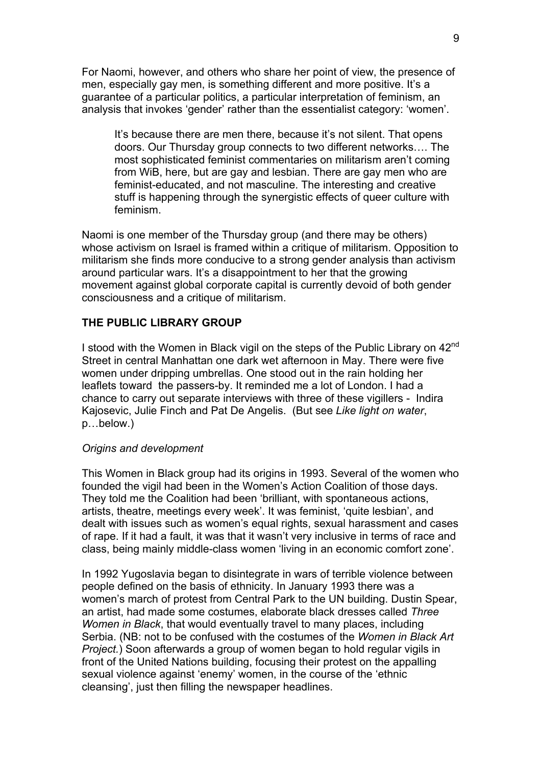For Naomi, however, and others who share her point of view, the presence of men, especially gay men, is something different and more positive. It's a guarantee of a particular politics, a particular interpretation of feminism, an analysis that invokes 'gender' rather than the essentialist category: 'women'.

> It's because there are men there, because it's not silent. That opens doors. Our Thursday group connects to two different networks…. The most sophisticated feminist commentaries on militarism aren't coming from WiB, here, but are gay and lesbian. There are gay men who are feminist-educated, and not masculine. The interesting and creative stuff is happening through the synergistic effects of queer culture with feminism.

Naomi is one member of the Thursday group (and there may be others) whose activism on Israel is framed within a critique of militarism. Opposition to militarism she finds more conducive to a strong gender analysis than activism around particular wars. It's a disappointment to her that the growing movement against global corporate capital is currently devoid of both gender consciousness and a critique of militarism.

**THE PUBLIC LIBRARY GROUP**

I stood with the Women in Black vigil on the steps of the Public Library on 42nd Street in central Manhattan one dark wet afternoon in May. There were five women under dripping umbrellas. One stood out in the rain holding her leaflets toward the passers-by. It reminded me a lot of London. I had a chance to carry out separate interviews with three of these vigillers - Indira Kajosevic, Julie Finch and Pat De Angelis. (But see *Like light on water*, p…below.)

*Origins and development*

This Women in Black group had its origins in 1993. Several of the women who founded the vigil had been in the Women's Action Coalition of those days. They told me the Coalition had been 'brilliant, with spontaneous actions, artists, theatre, meetings every week'. It was feminist, 'quite lesbian', and dealt with issues such as women's equal rights, sexual harassment and cases of rape. If it had a fault, it was that it wasn't very inclusive in terms of race and class, being mainly middle-class women 'living in an economic comfort zone'.

In 1992 Yugoslavia began to disintegrate in wars of terrible violence between people defined on the basis of ethnicity. In January 1993 there was a women's march of protest from Central Park to the UN building. Dustin Spear, an artist, had made some costumes, elaborate black dresses called *Three Women in Black*, that would eventually travel to many places, including Serbia. (NB: not to be confused with the costumes of the *Women in Black Art Project.*) Soon afterwards a group of women began to hold regular vigils in front of the United Nations building, focusing their protest on the appalling sexual violence against 'enemy' women, in the course of the 'ethnic cleansing', just then filling the newspaper headlines.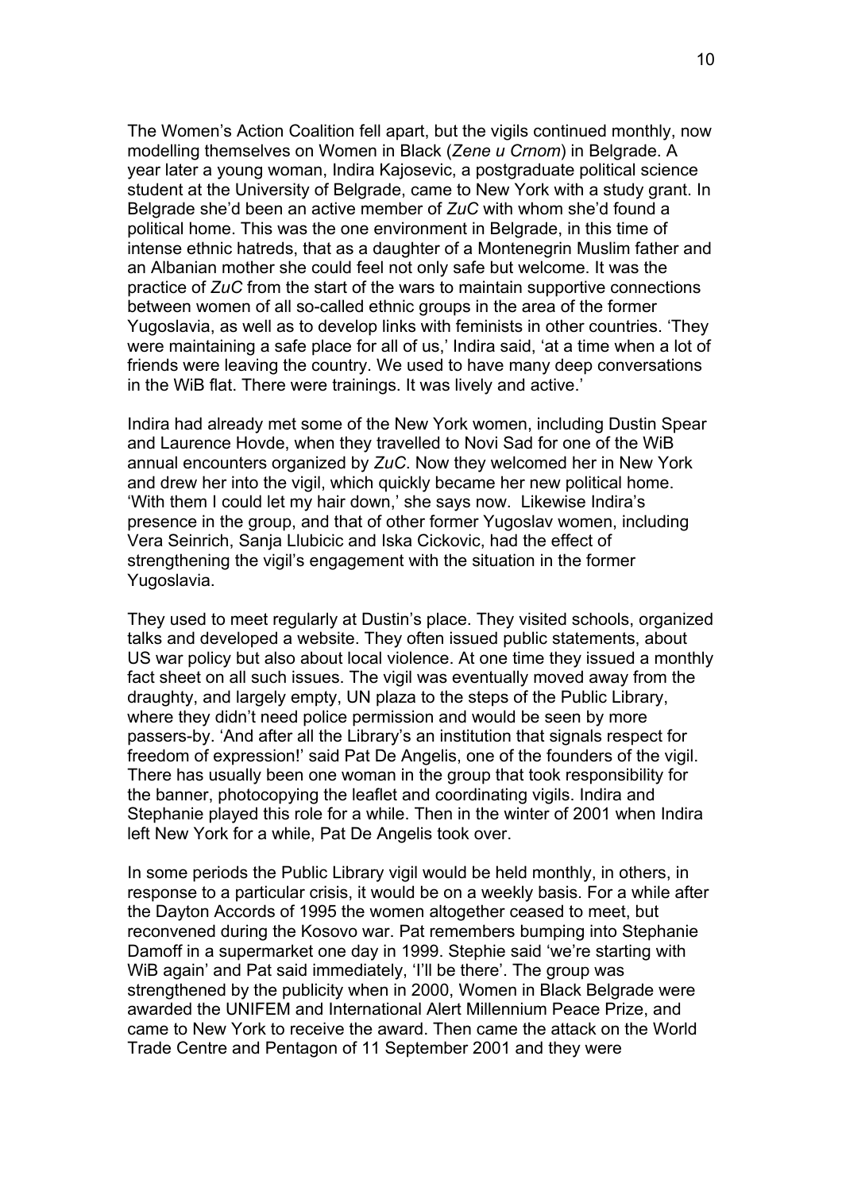The Women's Action Coalition fell apart, but the vigils continued monthly, now modelling themselves on Women in Black (*Zene u Crnom*) in Belgrade. A year later a young woman, Indira Kajosevic, a postgraduate political science student at the University of Belgrade, came to New York with a study grant. In Belgrade she'd been an active member of *ZuC* with whom she'd found a political home. This was the one environment in Belgrade, in this time of intense ethnic hatreds, that as a daughter of a Montenegrin Muslim father and an Albanian mother she could feel not only safe but welcome. It was the practice of *ZuC* from the start of the wars to maintain supportive connections between women of all so-called ethnic groups in the area of the former Yugoslavia, as well as to develop links with feminists in other countries. 'They were maintaining a safe place for all of us,' Indira said, 'at a time when a lot of friends were leaving the country. We used to have many deep conversations in the WiB flat. There were trainings. It was lively and active.'

Indira had already met some of the New York women, including Dustin Spear and Laurence Hovde, when they travelled to Novi Sad for one of the WiB annual encounters organized by *ZuC*. Now they welcomed her in New York and drew her into the vigil, which quickly became her new political home. 'With them I could let my hair down,' she says now. Likewise Indira's presence in the group, and that of other former Yugoslav women, including Vera Seinrich, Sanja Llubicic and Iska Cickovic, had the effect of strengthening the vigil's engagement with the situation in the former Yugoslavia.

They used to meet regularly at Dustin's place. They visited schools, organized talks and developed a website. They often issued public statements, about US war policy but also about local violence. At one time they issued a monthly fact sheet on all such issues. The vigil was eventually moved away from the draughty, and largely empty, UN plaza to the steps of the Public Library, where they didn't need police permission and would be seen by more passers-by. 'And after all the Library's an institution that signals respect for freedom of expression!' said Pat De Angelis, one of the founders of the vigil. There has usually been one woman in the group that took responsibility for the banner, photocopying the leaflet and coordinating vigils. Indira and Stephanie played this role for a while. Then in the winter of 2001 when Indira left New York for a while, Pat De Angelis took over.

In some periods the Public Library vigil would be held monthly, in others, in response to a particular crisis, it would be on a weekly basis. For a while after the Dayton Accords of 1995 the women altogether ceased to meet, but reconvened during the Kosovo war. Pat remembers bumping into Stephanie Damoff in a supermarket one day in 1999. Stephie said 'we're starting with WiB again' and Pat said immediately, 'I'll be there'. The group was strengthened by the publicity when in 2000, Women in Black Belgrade were awarded the UNIFEM and International Alert Millennium Peace Prize, and came to New York to receive the award. Then came the attack on the World Trade Centre and Pentagon of 11 September 2001 and they were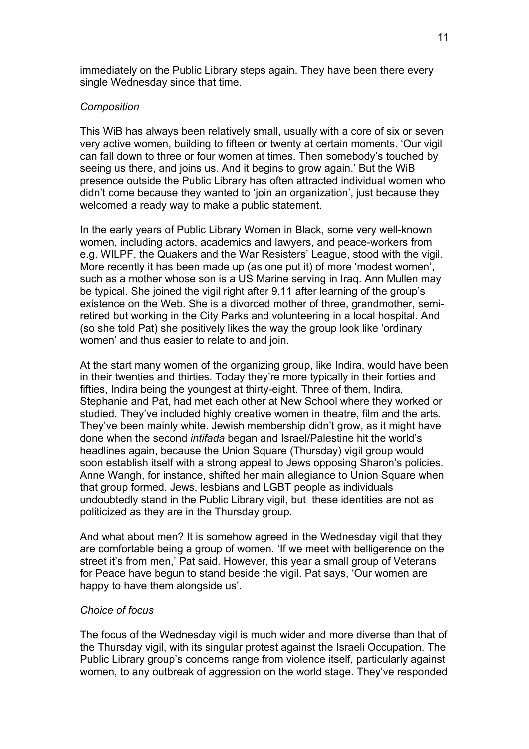immediately on the Public Library steps again. They have been there every single Wednesday since that time.

*Composition*

This WiB has always been relatively small, usually with a core of six or seven very active women, building to fifteen or twenty at certain moments. 'Our vigil can fall down to three or four women at times. Then somebody's touched by seeing us there, and joins us. And it begins to grow again.' But the WiB presence outside the Public Library has often attracted individual women who didn't come because they wanted to 'join an organization', just because they welcomed a ready way to make a public statement.

In the early years of Public Library Women in Black, some very well-known women, including actors, academics and lawyers, and peace-workers from e.g. WILPF, the Quakers and the War Resisters' League, stood with the vigil. More recently it has been made up (as one put it) of more 'modest women', such as a mother whose son is a US Marine serving in Iraq. Ann Mullen may be typical. She joined the vigil right after 9.11 after learning of the group's existence on the Web. She is a divorced mother of three, grandmother, semi-retired but working in the City Parks and volunteering in a local hospital. And (so she told Pat) she positively likes the way the group look like 'ordinary women' and thus easier to relate to and join.

At the start many women of the organizing group, like Indira, would have been in their twenties and thirties. Today they're more typically in their forties and fifties, Indira being the youngest at thirty-eight. Three of them, Indira, Stephanie and Pat, had met each other at New School where they worked or studied. They've included highly creative women in theatre, film and the arts. They've been mainly white. Jewish membership didn't grow, as it might have done when the second *intifada* began and Israel/Palestine hit the world's headlines again, because the Union Square (Thursday) vigil group would soon establish itself with a strong appeal to Jews opposing Sharon's policies. Anne Wangh, for instance, shifted her main allegiance to Union Square when that group formed. Jews, lesbians and LGBT people as individuals undoubtedly stand in the Public Library vigil, but these identities are not as politicized as they are in the Thursday group.

And what about men? It is somehow agreed in the Wednesday vigil that they are comfortable being a group of women. 'If we meet with belligerence on the street it's from men,' Pat said. However, this year a small group of Veterans for Peace have begun to stand beside the vigil. Pat says, 'Our women are happy to have them alongside us'.

*Choice of focus*

The focus of the Wednesday vigil is much wider and more diverse than that of the Thursday vigil, with its singular protest against the Israeli Occupation. The Public Library group's concerns range from violence itself, particularly against women, to any outbreak of aggression on the world stage. They've responded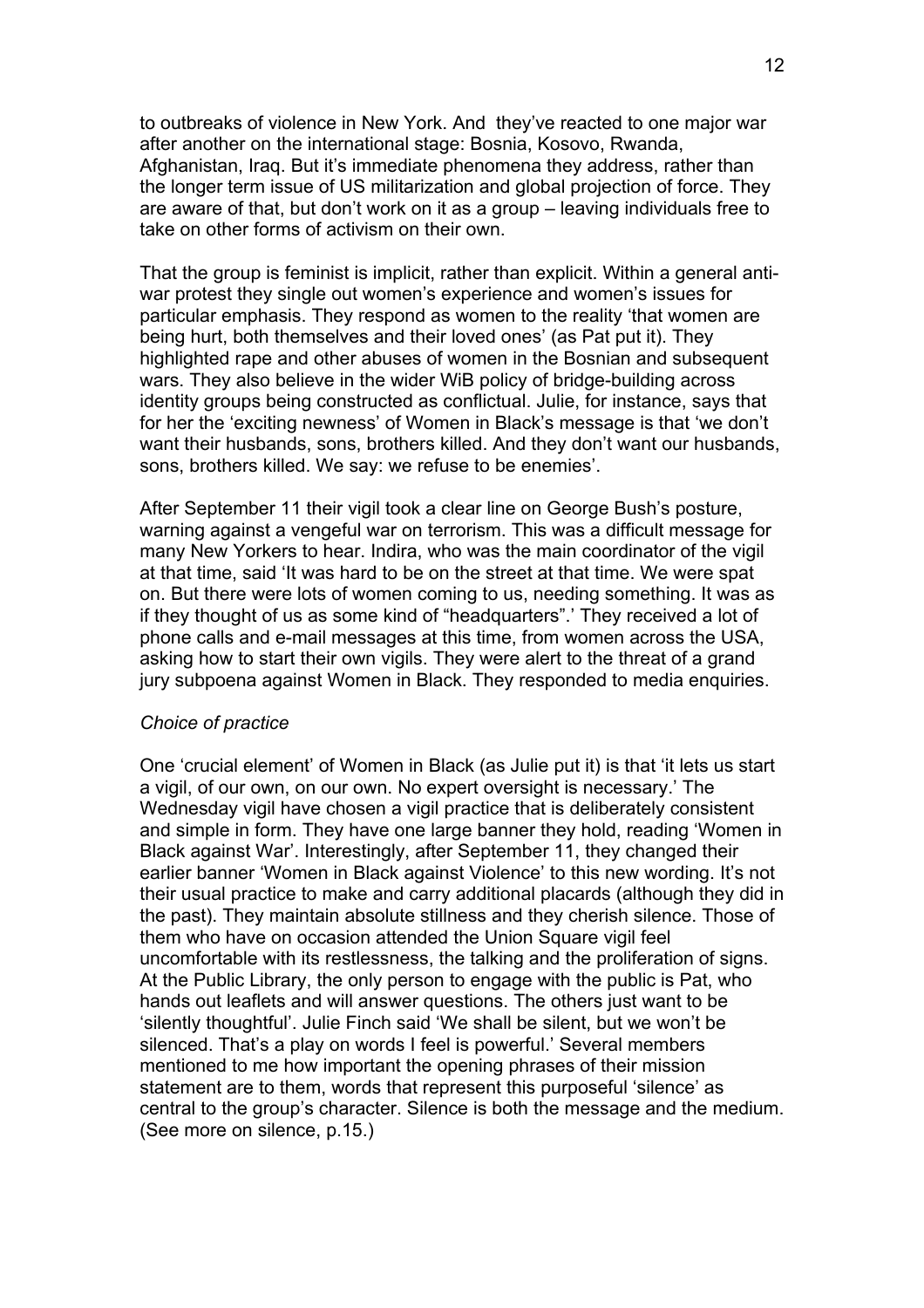to outbreaks of violence in New York. And they've reacted to one major war after another on the international stage: Bosnia, Kosovo, Rwanda, Afghanistan, Iraq. But it's immediate phenomena they address, rather than the longer term issue of US militarization and global projection of force. They are aware of that, but don't work on it as a group – leaving individuals free to take on other forms of activism on their own.

That the group is feminist is implicit, rather than explicit. Within a general anti-war protest they single out women's experience and women's issues for particular emphasis. They respond as women to the reality 'that women are being hurt, both themselves and their loved ones' (as Pat put it). They highlighted rape and other abuses of women in the Bosnian and subsequent wars. They also believe in the wider WiB policy of bridge-building across identity groups being constructed as conflictual. Julie, for instance, says that for her the 'exciting newness' of Women in Black's message is that 'we don't want their husbands, sons, brothers killed. And they don't want our husbands, sons, brothers killed. We say: we refuse to be enemies'.

After September 11 their vigil took a clear line on George Bush's posture, warning against a vengeful war on terrorism. This was a difficult message for many New Yorkers to hear. Indira, who was the main coordinator of the vigil at that time, said 'It was hard to be on the street at that time. We were spat on. But there were lots of women coming to us, needing something. It was as if they thought of us as some kind of "headquarters".' They received a lot of phone calls and e-mail messages at this time, from women across the USA, asking how to start their own vigils. They were alert to the threat of a grand jury subpoena against Women in Black. They responded to media enquiries.

*Choice of practice*

One 'crucial element' of Women in Black (as Julie put it) is that 'it lets us start a vigil, of our own, on our own. No expert oversight is necessary.' The Wednesday vigil have chosen a vigil practice that is deliberately consistent and simple in form. They have one large banner they hold, reading 'Women in Black against War'. Interestingly, after September 11, they changed their earlier banner 'Women in Black against Violence' to this new wording. It's not their usual practice to make and carry additional placards (although they did in the past). They maintain absolute stillness and they cherish silence. Those of them who have on occasion attended the Union Square vigil feel uncomfortable with its restlessness, the talking and the proliferation of signs. At the Public Library, the only person to engage with the public is Pat, who hands out leaflets and will answer questions. The others just want to be 'silently thoughtful'. Julie Finch said 'We shall be silent, but we won't be silenced. That's a play on words I feel is powerful.' Several members mentioned to me how important the opening phrases of their mission statement are to them, words that represent this purposeful 'silence' as central to the group's character. Silence is both the message and the medium. (See more on silence, p.15.)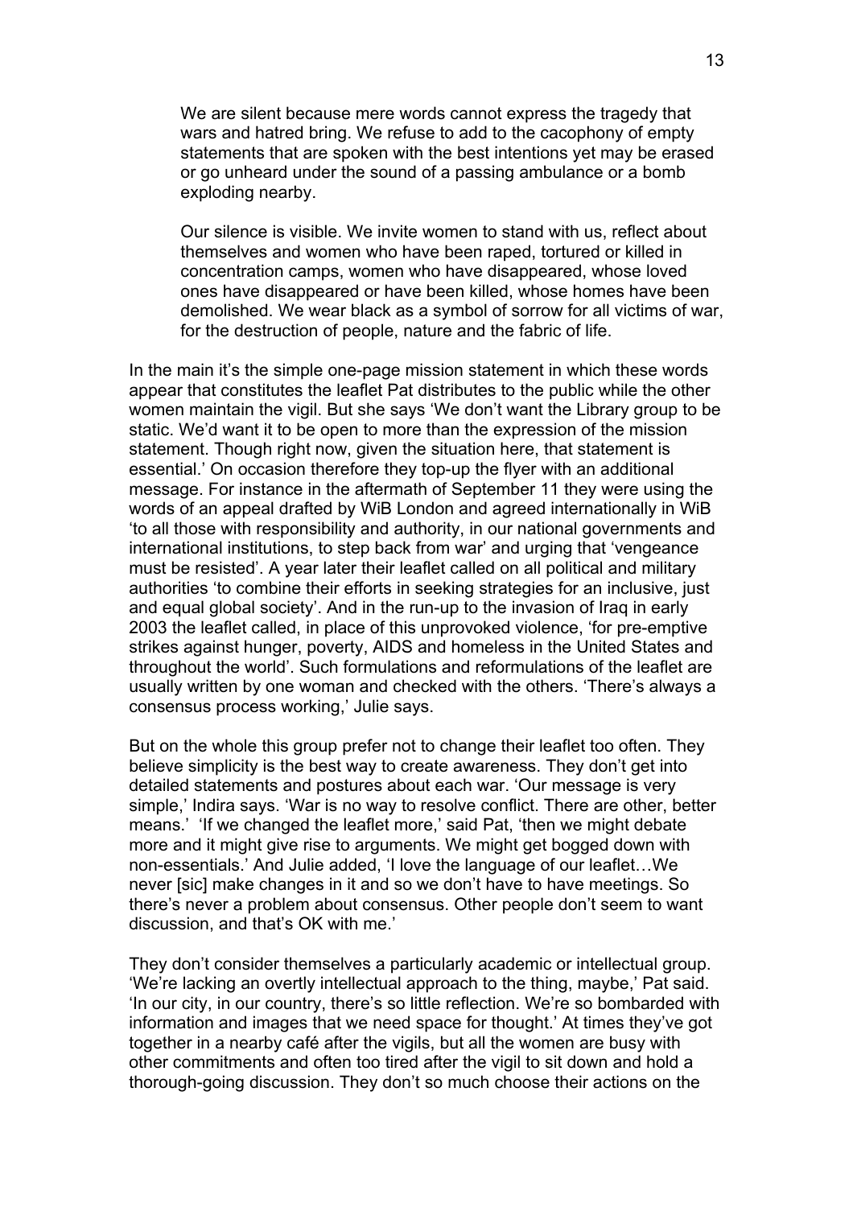> We are silent because mere words cannot express the tragedy that wars and hatred bring. We refuse to add to the cacophony of empty statements that are spoken with the best intentions yet may be erased or go unheard under the sound of a passing ambulance or a bomb exploding nearby.
>
> Our silence is visible. We invite women to stand with us, reflect about themselves and women who have been raped, tortured or killed in concentration camps, women who have disappeared, whose loved ones have disappeared or have been killed, whose homes have been demolished. We wear black as a symbol of sorrow for all victims of war, for the destruction of people, nature and the fabric of life.

In the main it's the simple one-page mission statement in which these words appear that constitutes the leaflet Pat distributes to the public while the other women maintain the vigil. But she says 'We don't want the Library group to be static. We'd want it to be open to more than the expression of the mission statement. Though right now, given the situation here, that statement is essential.' On occasion therefore they top-up the flyer with an additional message. For instance in the aftermath of September 11 they were using the words of an appeal drafted by WiB London and agreed internationally in WiB 'to all those with responsibility and authority, in our national governments and international institutions, to step back from war' and urging that 'vengeance must be resisted'. A year later their leaflet called on all political and military authorities 'to combine their efforts in seeking strategies for an inclusive, just and equal global society'. And in the run-up to the invasion of Iraq in early 2003 the leaflet called, in place of this unprovoked violence, 'for pre-emptive strikes against hunger, poverty, AIDS and homeless in the United States and throughout the world'. Such formulations and reformulations of the leaflet are usually written by one woman and checked with the others. 'There's always a consensus process working,' Julie says.

But on the whole this group prefer not to change their leaflet too often. They believe simplicity is the best way to create awareness. They don't get into detailed statements and postures about each war. 'Our message is very simple,' Indira says. 'War is no way to resolve conflict. There are other, better means.' 'If we changed the leaflet more,' said Pat, 'then we might debate more and it might give rise to arguments. We might get bogged down with non-essentials.' And Julie added, 'I love the language of our leaflet…We never [sic] make changes in it and so we don't have to have meetings. So there's never a problem about consensus. Other people don't seem to want discussion, and that's OK with me.'

They don't consider themselves a particularly academic or intellectual group. 'We're lacking an overtly intellectual approach to the thing, maybe,' Pat said. 'In our city, in our country, there's so little reflection. We're so bombarded with information and images that we need space for thought.' At times they've got together in a nearby café after the vigils, but all the women are busy with other commitments and often too tired after the vigil to sit down and hold a thorough-going discussion. They don't so much choose their actions on the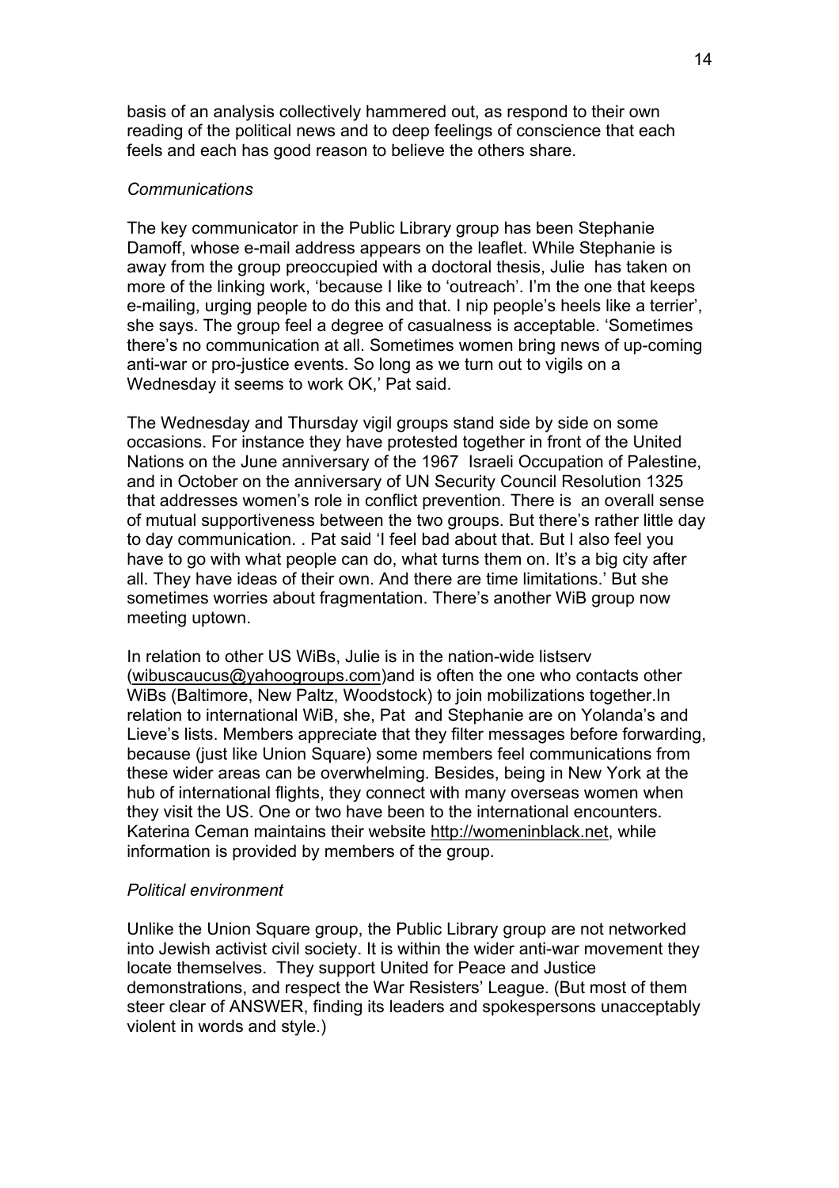basis of an analysis collectively hammered out, as respond to their own reading of the political news and to deep feelings of conscience that each feels and each has good reason to believe the others share.

*Communications*

The key communicator in the Public Library group has been Stephanie Damoff, whose e-mail address appears on the leaflet. While Stephanie is away from the group preoccupied with a doctoral thesis, Julie has taken on more of the linking work, 'because I like to 'outreach'. I'm the one that keeps e-mailing, urging people to do this and that. I nip people's heels like a terrier', she says. The group feel a degree of casualness is acceptable. 'Sometimes there's no communication at all. Sometimes women bring news of up-coming anti-war or pro-justice events. So long as we turn out to vigils on a Wednesday it seems to work OK,' Pat said.

The Wednesday and Thursday vigil groups stand side by side on some occasions. For instance they have protested together in front of the United Nations on the June anniversary of the 1967 Israeli Occupation of Palestine, and in October on the anniversary of UN Security Council Resolution 1325 that addresses women's role in conflict prevention. There is an overall sense of mutual supportiveness between the two groups. But there's rather little day to day communication. . Pat said 'I feel bad about that. But I also feel you have to go with what people can do, what turns them on. It's a big city after all. They have ideas of their own. And there are time limitations.' But she sometimes worries about fragmentation. There's another WiB group now meeting uptown.

In relation to other US WiBs, Julie is in the nation-wide listserv (wibuscaucus@yahoogroups.com)and is often the one who contacts other WiBs (Baltimore, New Paltz, Woodstock) to join mobilizations together.In relation to international WiB, she, Pat and Stephanie are on Yolanda's and Lieve's lists. Members appreciate that they filter messages before forwarding, because (just like Union Square) some members feel communications from these wider areas can be overwhelming. Besides, being in New York at the hub of international flights, they connect with many overseas women when they visit the US. One or two have been to the international encounters. Katerina Ceman maintains their website http://womeninblack.net, while information is provided by members of the group.

*Political environment*

Unlike the Union Square group, the Public Library group are not networked into Jewish activist civil society. It is within the wider anti-war movement they locate themselves. They support United for Peace and Justice demonstrations, and respect the War Resisters' League. (But most of them steer clear of ANSWER, finding its leaders and spokespersons unacceptably violent in words and style.)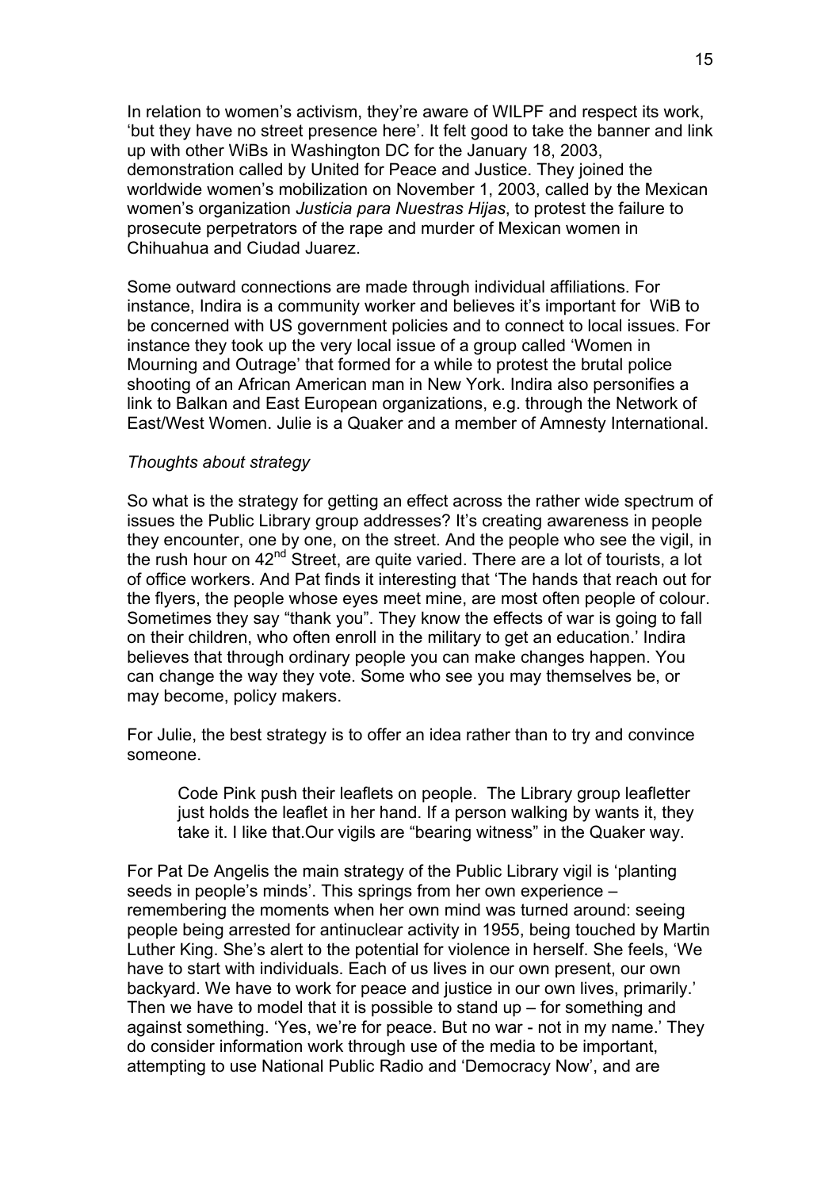In relation to women's activism, they're aware of WILPF and respect its work, 'but they have no street presence here'. It felt good to take the banner and link up with other WiBs in Washington DC for the January 18, 2003, demonstration called by United for Peace and Justice. They joined the worldwide women's mobilization on November 1, 2003, called by the Mexican women's organization *Justicia para Nuestras Hijas*, to protest the failure to prosecute perpetrators of the rape and murder of Mexican women in Chihuahua and Ciudad Juarez.

Some outward connections are made through individual affiliations. For instance, Indira is a community worker and believes it's important for WiB to be concerned with US government policies and to connect to local issues. For instance they took up the very local issue of a group called 'Women in Mourning and Outrage' that formed for a while to protest the brutal police shooting of an African American man in New York. Indira also personifies a link to Balkan and East European organizations, e.g. through the Network of East/West Women. Julie is a Quaker and a member of Amnesty International.

*Thoughts about strategy*

So what is the strategy for getting an effect across the rather wide spectrum of issues the Public Library group addresses? It's creating awareness in people they encounter, one by one, on the street. And the people who see the vigil, in the rush hour on 42nd Street, are quite varied. There are a lot of tourists, a lot of office workers. And Pat finds it interesting that 'The hands that reach out for the flyers, the people whose eyes meet mine, are most often people of colour. Sometimes they say "thank you". They know the effects of war is going to fall on their children, who often enroll in the military to get an education.' Indira believes that through ordinary people you can make changes happen. You can change the way they vote. Some who see you may themselves be, or may become, policy makers.

For Julie, the best strategy is to offer an idea rather than to try and convince someone.

> Code Pink push their leaflets on people. The Library group leafletter just holds the leaflet in her hand. If a person walking by wants it, they take it. I like that.Our vigils are "bearing witness" in the Quaker way.

For Pat De Angelis the main strategy of the Public Library vigil is 'planting seeds in people's minds'. This springs from her own experience – remembering the moments when her own mind was turned around: seeing people being arrested for antinuclear activity in 1955, being touched by Martin Luther King. She's alert to the potential for violence in herself. She feels, 'We have to start with individuals. Each of us lives in our own present, our own backyard. We have to work for peace and justice in our own lives, primarily.' Then we have to model that it is possible to stand up – for something and against something. 'Yes, we're for peace. But no war - not in my name.' They do consider information work through use of the media to be important, attempting to use National Public Radio and 'Democracy Now', and are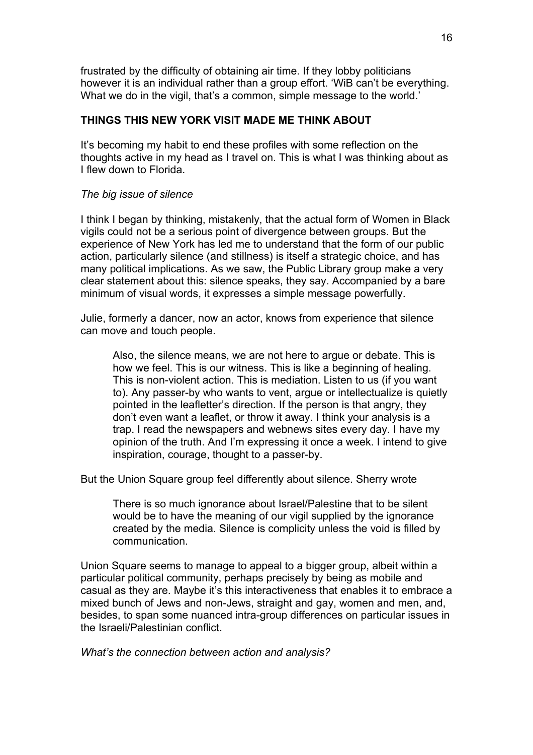frustrated by the difficulty of obtaining air time. If they lobby politicians however it is an individual rather than a group effort. 'WiB can't be everything. What we do in the vigil, that's a common, simple message to the world.'

## THINGS THIS NEW YORK VISIT MADE ME THINK ABOUT

It's becoming my habit to end these profiles with some reflection on the thoughts active in my head as I travel on. This is what I was thinking about as I flew down to Florida.

*The big issue of silence*

I think I began by thinking, mistakenly, that the actual form of Women in Black vigils could not be a serious point of divergence between groups. But the experience of New York has led me to understand that the form of our public action, particularly silence (and stillness) is itself a strategic choice, and has many political implications. As we saw, the Public Library group make a very clear statement about this: silence speaks, they say. Accompanied by a bare minimum of visual words, it expresses a simple message powerfully.

Julie, formerly a dancer, now an actor, knows from experience that silence can move and touch people.

> Also, the silence means, we are not here to argue or debate. This is how we feel. This is our witness. This is like a beginning of healing. This is non-violent action. This is mediation. Listen to us (if you want to). Any passer-by who wants to vent, argue or intellectualize is quietly pointed in the leafletter's direction. If the person is that angry, they don't even want a leaflet, or throw it away. I think your analysis is a trap. I read the newspapers and webnews sites every day. I have my opinion of the truth. And I'm expressing it once a week. I intend to give inspiration, courage, thought to a passer-by.

But the Union Square group feel differently about silence. Sherry wrote

> There is so much ignorance about Israel/Palestine that to be silent would be to have the meaning of our vigil supplied by the ignorance created by the media. Silence is complicity unless the void is filled by communication.

Union Square seems to manage to appeal to a bigger group, albeit within a particular political community, perhaps precisely by being as mobile and casual as they are. Maybe it's this interactiveness that enables it to embrace a mixed bunch of Jews and non-Jews, straight and gay, women and men, and, besides, to span some nuanced intra-group differences on particular issues in the Israeli/Palestinian conflict.

*What's the connection between action and analysis?*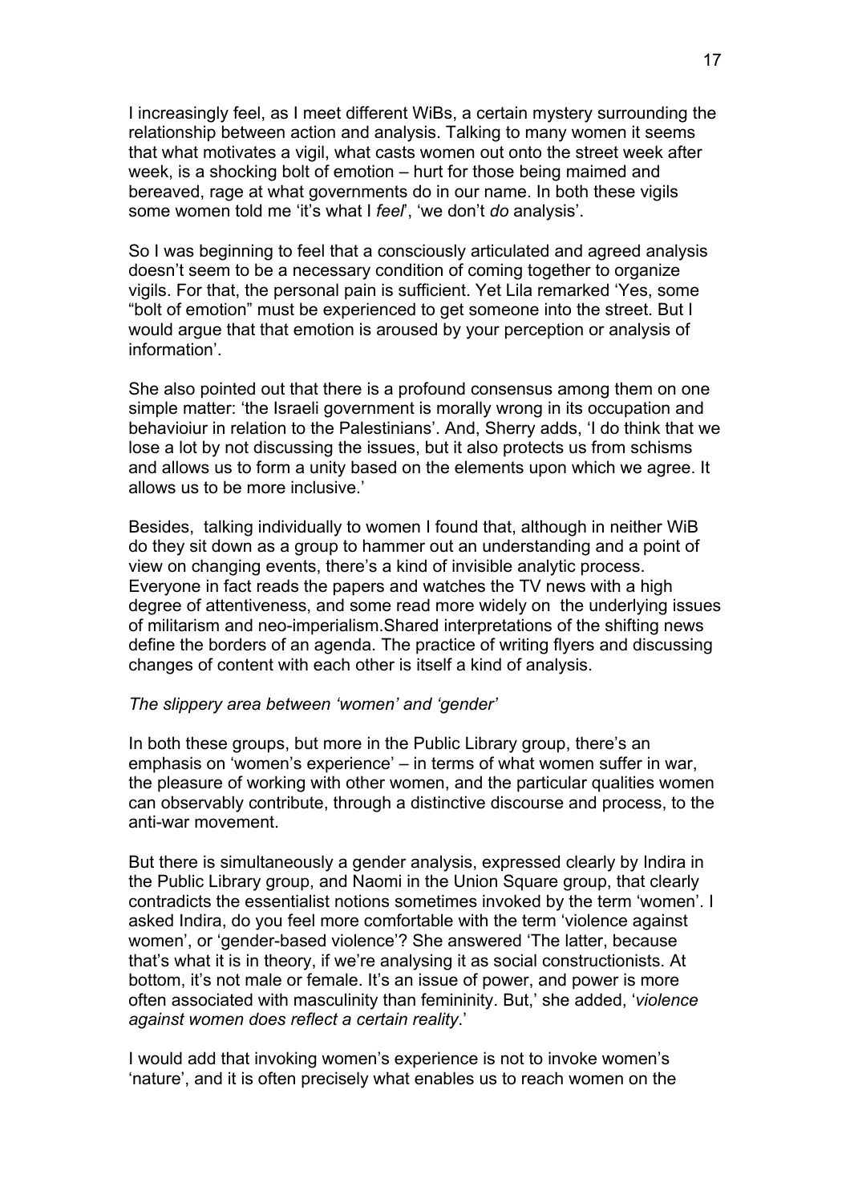I increasingly feel, as I meet different WiBs, a certain mystery surrounding the relationship between action and analysis. Talking to many women it seems that what motivates a vigil, what casts women out onto the street week after week, is a shocking bolt of emotion – hurt for those being maimed and bereaved, rage at what governments do in our name. In both these vigils some women told me 'it's what I *feel*', 'we don't *do* analysis'.

So I was beginning to feel that a consciously articulated and agreed analysis doesn't seem to be a necessary condition of coming together to organize vigils. For that, the personal pain is sufficient. Yet Lila remarked 'Yes, some "bolt of emotion" must be experienced to get someone into the street. But I would argue that that emotion is aroused by your perception or analysis of information'.

She also pointed out that there is a profound consensus among them on one simple matter: 'the Israeli government is morally wrong in its occupation and behavioiur in relation to the Palestinians'. And, Sherry adds, 'I do think that we lose a lot by not discussing the issues, but it also protects us from schisms and allows us to form a unity based on the elements upon which we agree. It allows us to be more inclusive.'

Besides, talking individually to women I found that, although in neither WiB do they sit down as a group to hammer out an understanding and a point of view on changing events, there's a kind of invisible analytic process. Everyone in fact reads the papers and watches the TV news with a high degree of attentiveness, and some read more widely on the underlying issues of militarism and neo-imperialism.Shared interpretations of the shifting news define the borders of an agenda. The practice of writing flyers and discussing changes of content with each other is itself a kind of analysis.

*The slippery area between 'women' and 'gender'*

In both these groups, but more in the Public Library group, there's an emphasis on 'women's experience' – in terms of what women suffer in war, the pleasure of working with other women, and the particular qualities women can observably contribute, through a distinctive discourse and process, to the anti-war movement.

But there is simultaneously a gender analysis, expressed clearly by Indira in the Public Library group, and Naomi in the Union Square group, that clearly contradicts the essentialist notions sometimes invoked by the term 'women'. I asked Indira, do you feel more comfortable with the term 'violence against women', or 'gender-based violence'? She answered 'The latter, because that's what it is in theory, if we're analysing it as social constructionists. At bottom, it's not male or female. It's an issue of power, and power is more often associated with masculinity than femininity. But,' she added, '*violence against women does reflect a certain reality*.'

I would add that invoking women's experience is not to invoke women's 'nature', and it is often precisely what enables us to reach women on the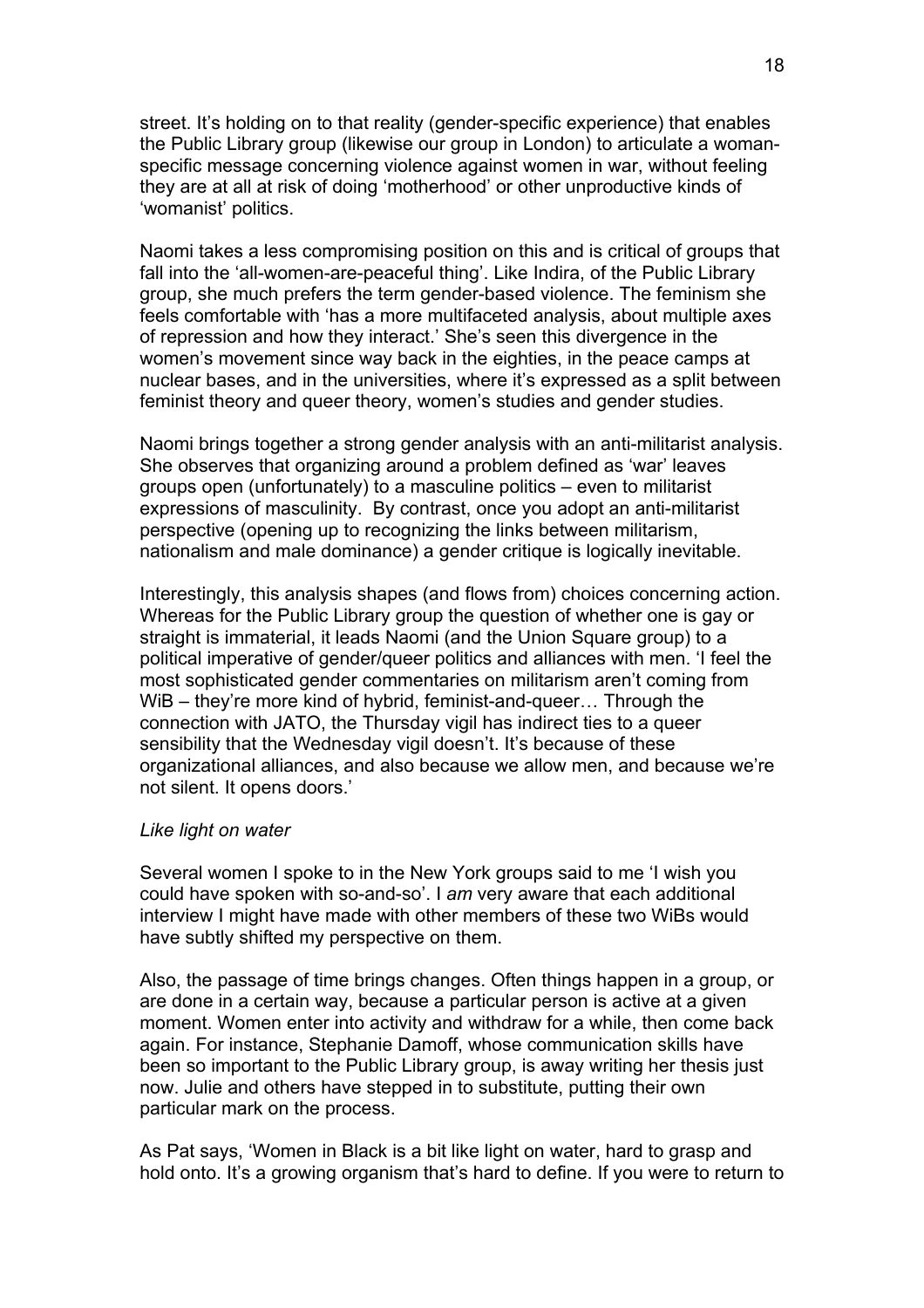street. It's holding on to that reality (gender-specific experience) that enables the Public Library group (likewise our group in London) to articulate a woman-specific message concerning violence against women in war, without feeling they are at all at risk of doing 'motherhood' or other unproductive kinds of 'womanist' politics.

Naomi takes a less compromising position on this and is critical of groups that fall into the 'all-women-are-peaceful thing'. Like Indira, of the Public Library group, she much prefers the term gender-based violence. The feminism she feels comfortable with 'has a more multifaceted analysis, about multiple axes of repression and how they interact.' She's seen this divergence in the women's movement since way back in the eighties, in the peace camps at nuclear bases, and in the universities, where it's expressed as a split between feminist theory and queer theory, women's studies and gender studies.

Naomi brings together a strong gender analysis with an anti-militarist analysis. She observes that organizing around a problem defined as 'war' leaves groups open (unfortunately) to a masculine politics – even to militarist expressions of masculinity. By contrast, once you adopt an anti-militarist perspective (opening up to recognizing the links between militarism, nationalism and male dominance) a gender critique is logically inevitable.

Interestingly, this analysis shapes (and flows from) choices concerning action. Whereas for the Public Library group the question of whether one is gay or straight is immaterial, it leads Naomi (and the Union Square group) to a political imperative of gender/queer politics and alliances with men. 'I feel the most sophisticated gender commentaries on militarism aren't coming from WiB – they're more kind of hybrid, feminist-and-queer… Through the connection with JATO, the Thursday vigil has indirect ties to a queer sensibility that the Wednesday vigil doesn't. It's because of these organizational alliances, and also because we allow men, and because we're not silent. It opens doors.'

*Like light on water*

Several women I spoke to in the New York groups said to me 'I wish you could have spoken with so-and-so'. I *am* very aware that each additional interview I might have made with other members of these two WiBs would have subtly shifted my perspective on them.

Also, the passage of time brings changes. Often things happen in a group, or are done in a certain way, because a particular person is active at a given moment. Women enter into activity and withdraw for a while, then come back again. For instance, Stephanie Damoff, whose communication skills have been so important to the Public Library group, is away writing her thesis just now. Julie and others have stepped in to substitute, putting their own particular mark on the process.

As Pat says, 'Women in Black is a bit like light on water, hard to grasp and hold onto. It's a growing organism that's hard to define. If you were to return to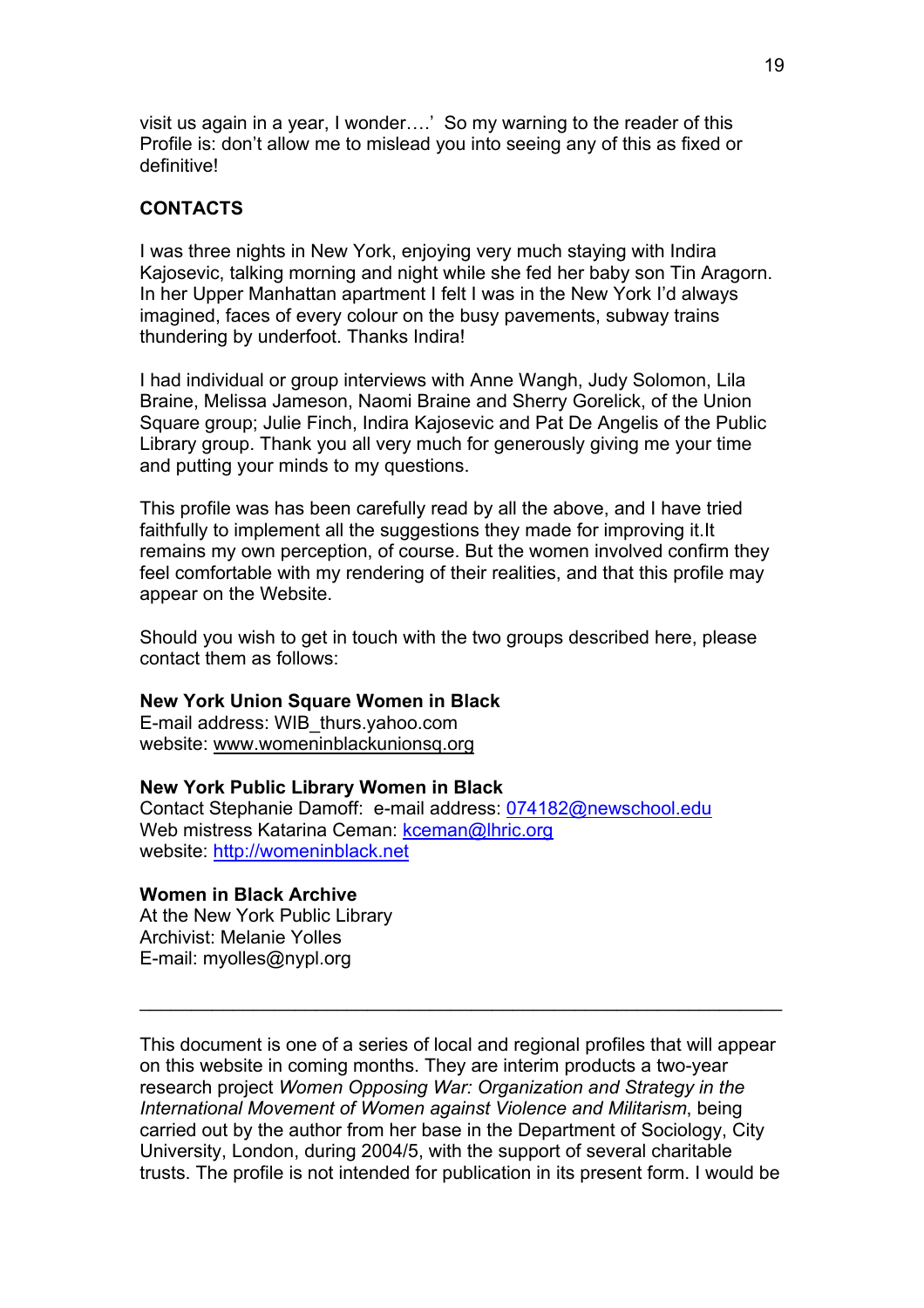visit us again in a year, I wonder….' So my warning to the reader of this Profile is: don't allow me to mislead you into seeing any of this as fixed or definitive!

**CONTACTS**

I was three nights in New York, enjoying very much staying with Indira Kajosevic, talking morning and night while she fed her baby son Tin Aragorn. In her Upper Manhattan apartment I felt I was in the New York I'd always imagined, faces of every colour on the busy pavements, subway trains thundering by underfoot. Thanks Indira!

I had individual or group interviews with Anne Wangh, Judy Solomon, Lila Braine, Melissa Jameson, Naomi Braine and Sherry Gorelick, of the Union Square group; Julie Finch, Indira Kajosevic and Pat De Angelis of the Public Library group. Thank you all very much for generously giving me your time and putting your minds to my questions.

This profile was has been carefully read by all the above, and I have tried faithfully to implement all the suggestions they made for improving it.It remains my own perception, of course. But the women involved confirm they feel comfortable with my rendering of their realities, and that this profile may appear on the Website.

Should you wish to get in touch with the two groups described here, please contact them as follows:

**New York Union Square Women in Black**
E-mail address: WIB_thurs.yahoo.com
website: www.womeninblackunionsq.org

**New York Public Library Women in Black**
Contact Stephanie Damoff: e-mail address: 074182@newschool.edu
Web mistress Katarina Ceman: kceman@lhric.org
website: http://womeninblack.net

**Women in Black Archive**
At the New York Public Library
Archivist: Melanie Yolles
E-mail: myolles@nypl.org

---

This document is one of a series of local and regional profiles that will appear on this website in coming months. They are interim products a two-year research project *Women Opposing War: Organization and Strategy in the International Movement of Women against Violence and Militarism*, being carried out by the author from her base in the Department of Sociology, City University, London, during 2004/5, with the support of several charitable trusts. The profile is not intended for publication in its present form. I would be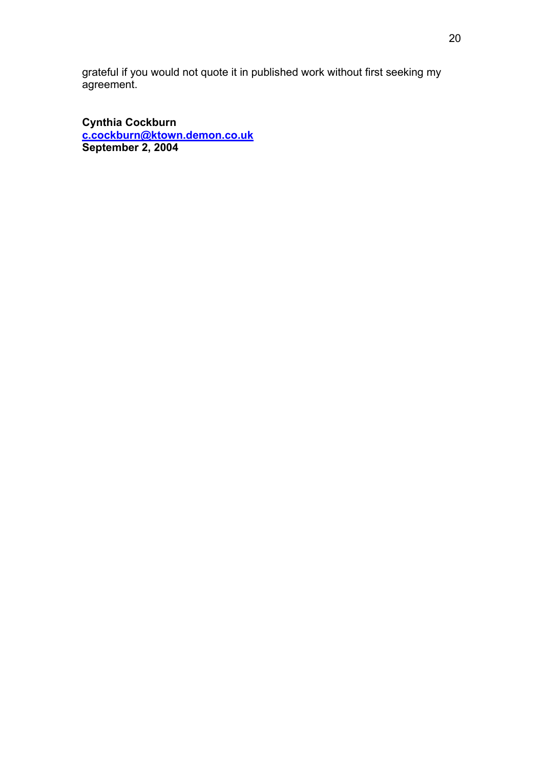grateful if you would not quote it in published work without first seeking my agreement.

**Cynthia Cockburn**
**c.cockburn@ktown.demon.co.uk**
**September 2, 2004**